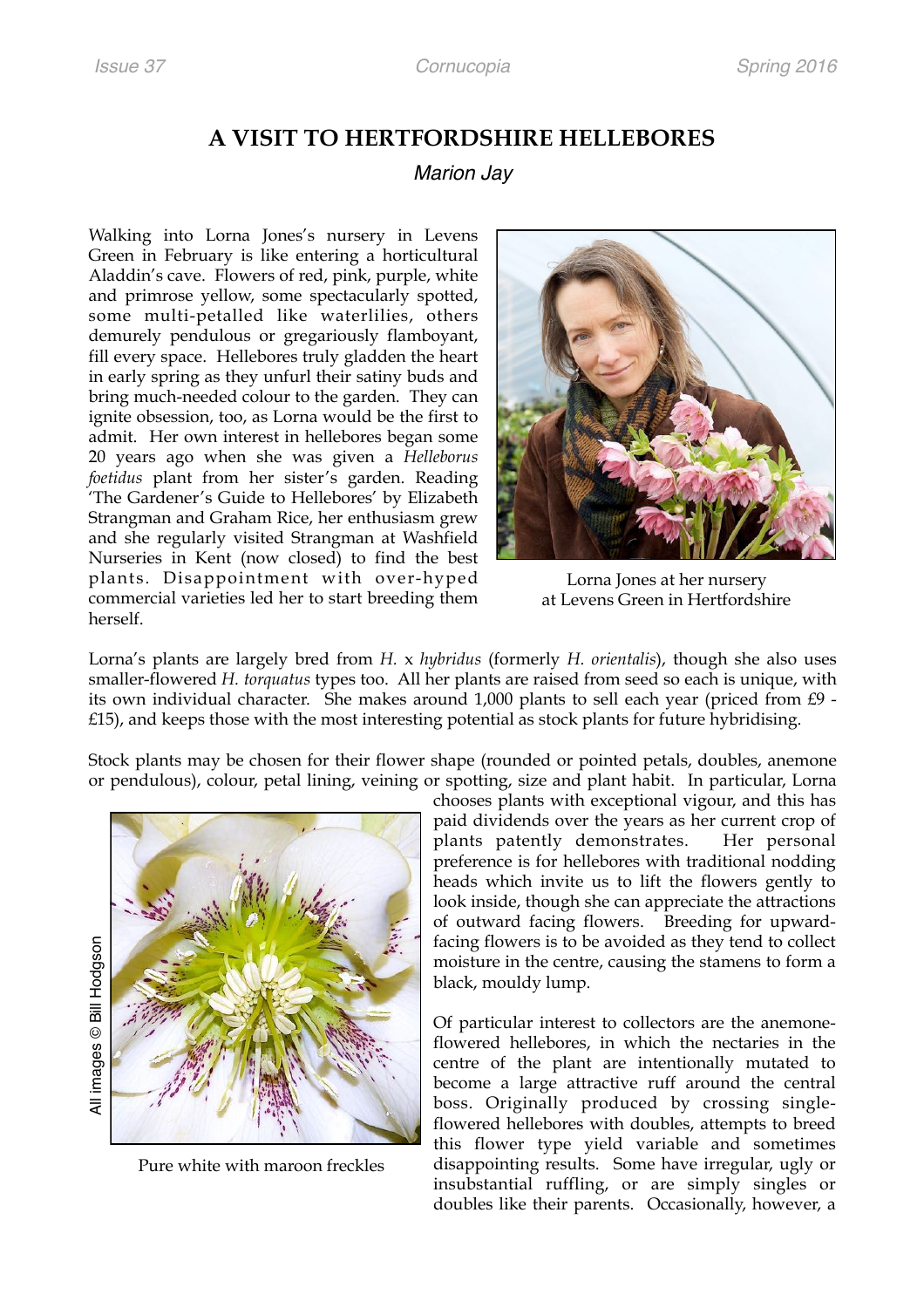# A VISIT TO HERTFORDSHIRE HELLEBORES

*Marion Jay*

Walking into Lorna Jones's nursery in Levens Green in February is like entering a horticultural Aladdin's cave. Flowers of red, pink, purple, white and primrose yellow, some spectacularly spotted, some multi-petalled like waterlilies, others demurely pendulous or gregariously flamboyant, fill every space. Hellebores truly gladden the heart in early spring as they unfurl their satiny buds and bring much-needed colour to the garden. They can ignite obsession, too, as Lorna would be the first to admit. Her own interest in hellebores began some 20 years ago when she was given a *Helleborus foetidus* plant from her sister's garden. Reading 'The Gardener's Guide to Hellebores' by Elizabeth Strangman and Graham Rice, her enthusiasm grew and she regularly visited Strangman at Washfield Nurseries in Kent (now closed) to find the best plants. Disappointment with over-hyped commercial varieties led her to start breeding them herself.

Lorna Jones at her nursery at Levens Green in Hertfordshire

Lorna's plants are largely bred from *H.* x *hybridus* (formerly *H. orientalis*), though she also uses smaller-flowered *H. torquatus* types too. All her plants are raised from seed so each is unique, with its own individual character. She makes around 1,000 plants to sell each year (priced from £9 - £15), and keeps those with the most interesting potential as stock plants for future hybridising.

Stock plants may be chosen for their flower shape (rounded or pointed petals, doubles, anemone or pendulous), colour, petal lining, veining or spotting, size and plant habit. In particular, Lorna chooses plants with exceptional vigour, and this has paid dividends over the years as her current crop of plants patently demonstrates. Her personal preference is for hellebores with traditional nodding heads which invite us to lift the flowers gently to look inside, though she can appreciate the attractions of outward facing flowers. Breeding for upward-facing flowers is to be avoided as they tend to collect moisture in the centre, causing the stamens to form a black, mouldy lump.

All images © Bill Hodgson

Pure white with maroon freckles

Of particular interest to collectors are the anemone-flowered hellebores, in which the nectaries in the centre of the plant are intentionally mutated to become a large attractive ruff around the central boss. Originally produced by crossing single-flowered hellebores with doubles, attempts to breed this flower type yield variable and sometimes disappointing results. Some have irregular, ugly or insubstantial ruffling, or are simply singles or doubles like their parents. Occasionally, however, a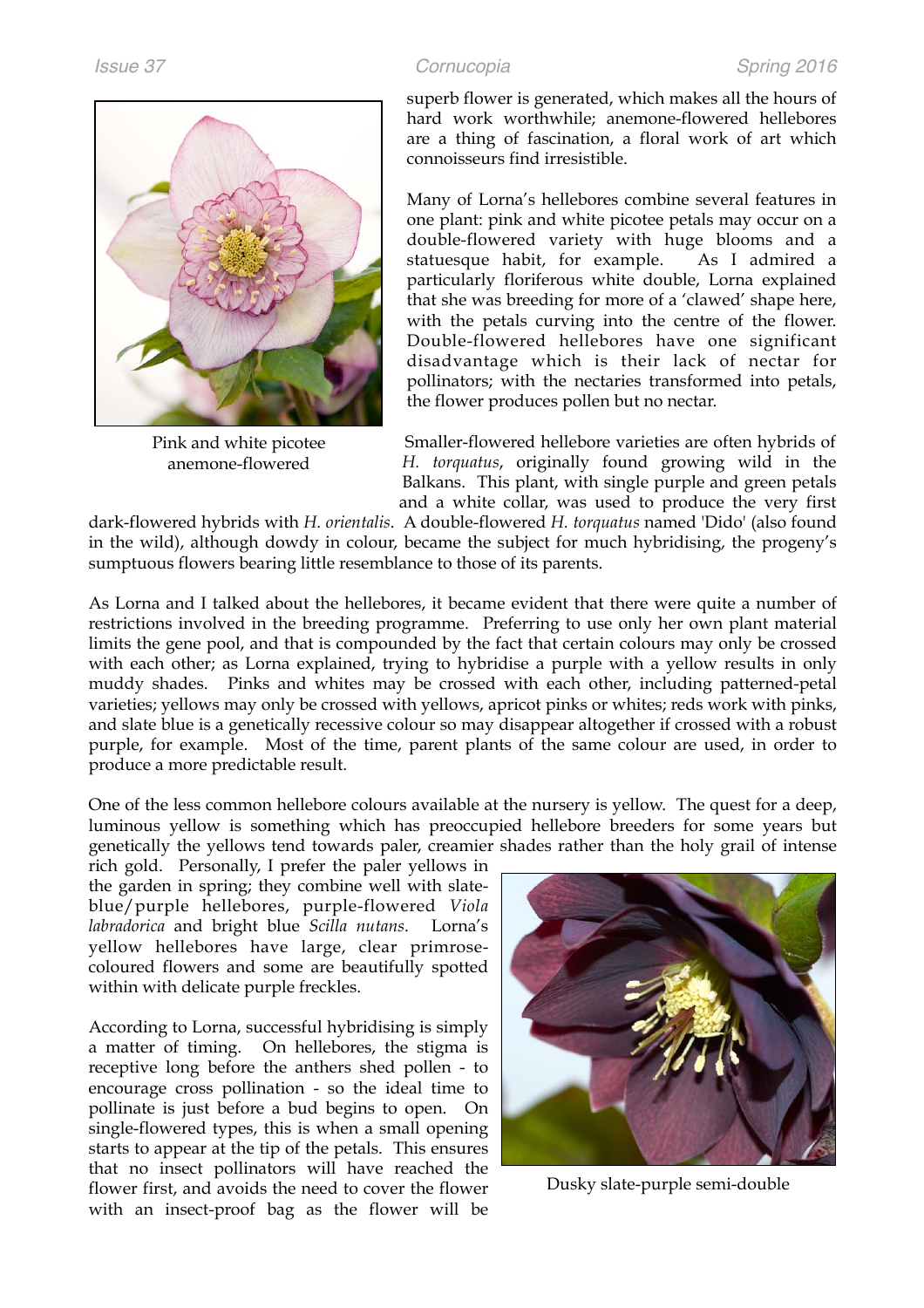superb flower is generated, which makes all the hours of hard work worthwhile; anemone-flowered hellebores are a thing of fascination, a floral work of art which connoisseurs find irresistible.

Many of Lorna's hellebores combine several features in one plant: pink and white picotee petals may occur on a double-flowered variety with huge blooms and a statuesque habit, for example. As I admired a particularly floriferous white double, Lorna explained that she was breeding for more of a 'clawed' shape here, with the petals curving into the centre of the flower. Double-flowered hellebores have one significant disadvantage which is their lack of nectar for pollinators; with the nectaries transformed into petals, the flower produces pollen but no nectar.

Pink and white picotee anemone-flowered

Smaller-flowered hellebore varieties are often hybrids of *H. torquatus*, originally found growing wild in the Balkans. This plant, with single purple and green petals and a white collar, was used to produce the very first dark-flowered hybrids with *H. orientalis*. A double-flowered *H. torquatus* named 'Dido' (also found in the wild), although dowdy in colour, became the subject for much hybridising, the progeny's sumptuous flowers bearing little resemblance to those of its parents.

As Lorna and I talked about the hellebores, it became evident that there were quite a number of restrictions involved in the breeding programme. Preferring to use only her own plant material limits the gene pool, and that is compounded by the fact that certain colours may only be crossed with each other; as Lorna explained, trying to hybridise a purple with a yellow results in only muddy shades. Pinks and whites may be crossed with each other, including patterned-petal varieties; yellows may only be crossed with yellows, apricot pinks or whites; reds work with pinks, and slate blue is a genetically recessive colour so may disappear altogether if crossed with a robust purple, for example. Most of the time, parent plants of the same colour are used, in order to produce a more predictable result.

One of the less common hellebore colours available at the nursery is yellow. The quest for a deep, luminous yellow is something which has preoccupied hellebore breeders for some years but genetically the yellows tend towards paler, creamier shades rather than the holy grail of intense rich gold. Personally, I prefer the paler yellows in the garden in spring; they combine well with slate-blue/purple hellebores, purple-flowered *Viola labradorica* and bright blue *Scilla nutans*. Lorna's yellow hellebores have large, clear primrose-coloured flowers and some are beautifully spotted within with delicate purple freckles.

According to Lorna, successful hybridising is simply a matter of timing. On hellebores, the stigma is receptive long before the anthers shed pollen - to encourage cross pollination - so the ideal time to pollinate is just before a bud begins to open. On single-flowered types, this is when a small opening starts to appear at the tip of the petals. This ensures that no insect pollinators will have reached the flower first, and avoids the need to cover the flower with an insect-proof bag as the flower will be

Dusky slate-purple semi-double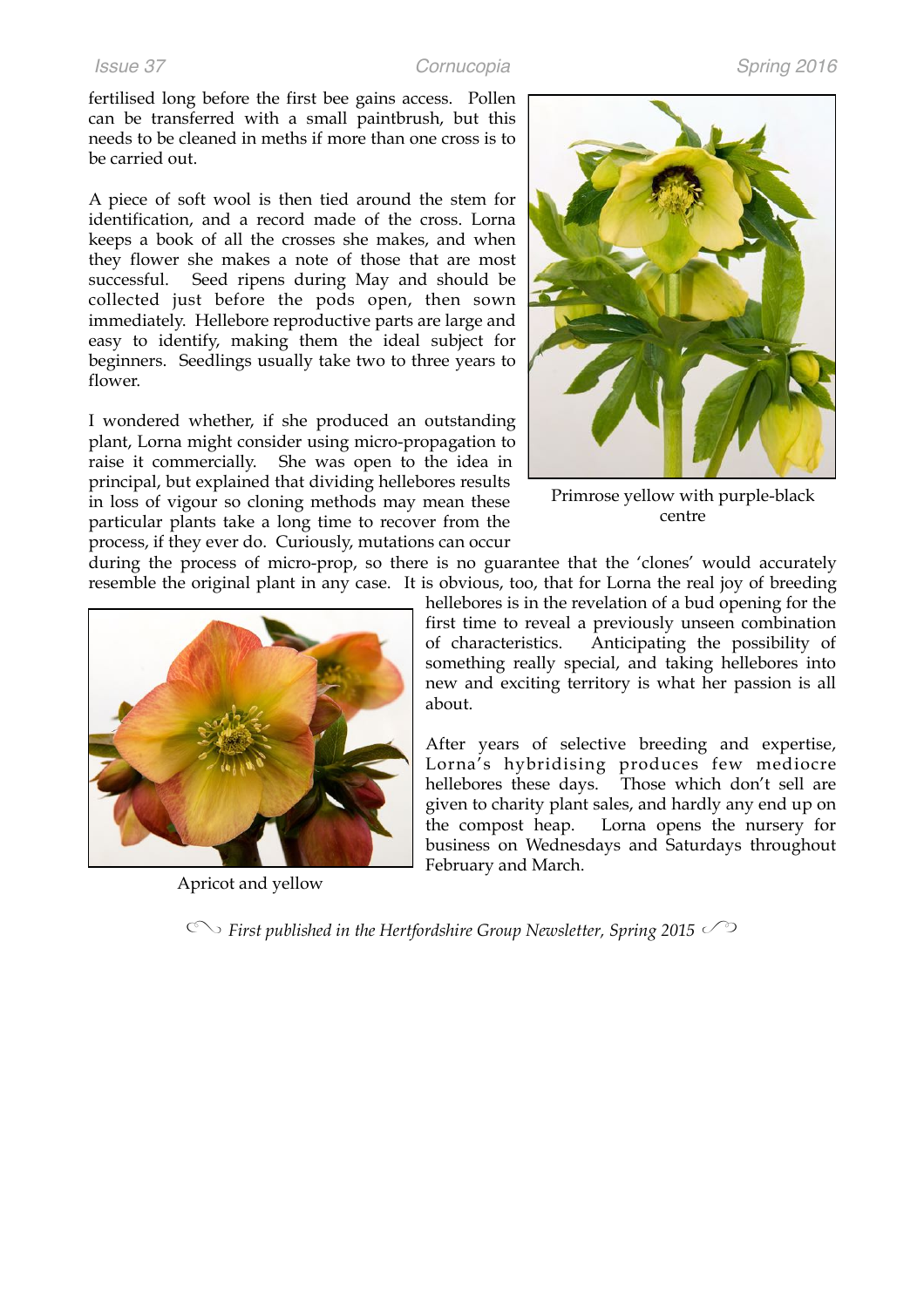fertilised long before the first bee gains access. Pollen can be transferred with a small paintbrush, but this needs to be cleaned in meths if more than one cross is to be carried out.

A piece of soft wool is then tied around the stem for identification, and a record made of the cross. Lorna keeps a book of all the crosses she makes, and when they flower she makes a note of those that are most successful. Seed ripens during May and should be collected just before the pods open, then sown immediately. Hellebore reproductive parts are large and easy to identify, making them the ideal subject for beginners. Seedlings usually take two to three years to flower.

Primrose yellow with purple-black centre

I wondered whether, if she produced an outstanding plant, Lorna might consider using micro-propagation to raise it commercially. She was open to the idea in principal, but explained that dividing hellebores results in loss of vigour so cloning methods may mean these particular plants take a long time to recover from the process, if they ever do. Curiously, mutations can occur during the process of micro-prop, so there is no guarantee that the 'clones' would accurately resemble the original plant in any case. It is obvious, too, that for Lorna the real joy of breeding hellebores is in the revelation of a bud opening for the first time to reveal a previously unseen combination of characteristics. Anticipating the possibility of something really special, and taking hellebores into new and exciting territory is what her passion is all about.

Apricot and yellow

After years of selective breeding and expertise, Lorna's hybridising produces few mediocre hellebores these days. Those which don't sell are given to charity plant sales, and hardly any end up on the compost heap. Lorna opens the nursery for business on Wednesdays and Saturdays throughout February and March.

*First published in the Hertfordshire Group Newsletter, Spring 2015*